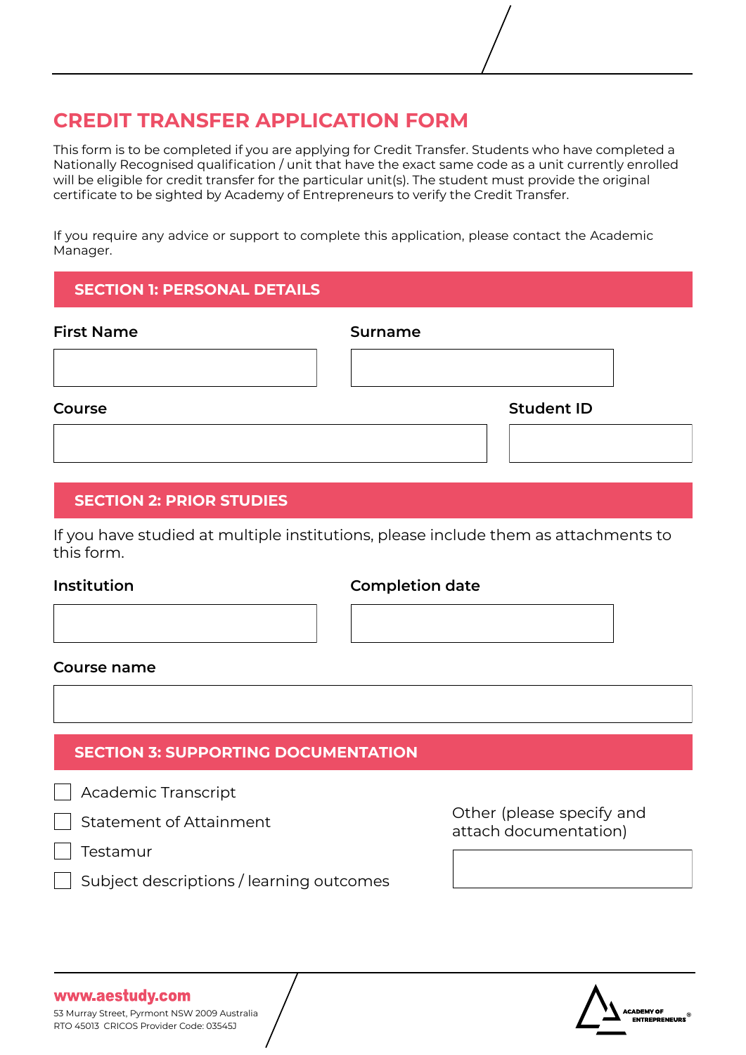# CREDIT TRANSFER APPLICATION FORM

This form is to be completed if you are applying for Credit Transfer. Students who have completed a Nationally Recognised qualification / unit that have the exact same code as a unit currently enrolled will be eligible for credit transfer for the particular unit(s). The student must provide the original certificate to be sighted by Academy of Entrepreneurs to verify the Credit Transfer.

If you require any advice or support to complete this application, please contact the Academic Manager.

## SECTION 1: PERSONAL DETAILS

**First Name**

**Surname**

**Course**

**Student ID**

## SECTION 2: PRIOR STUDIES

If you have studied at multiple institutions, please include them as attachments to this form.

**Institution**

**Completion date**

**Course name**

## SECTION 3: SUPPORTING DOCUMENTATION

- ☐ Academic Transcript
- ☐ Statement of Attainment
- ☐ Testamur
- ☐ Subject descriptions / learning outcomes

Other (please specify and attach documentation)

**www.aestudy.com**
53 Murray Street, Pyrmont NSW 2009 Australia
RTO 45013 CRICOS Provider Code: 03545J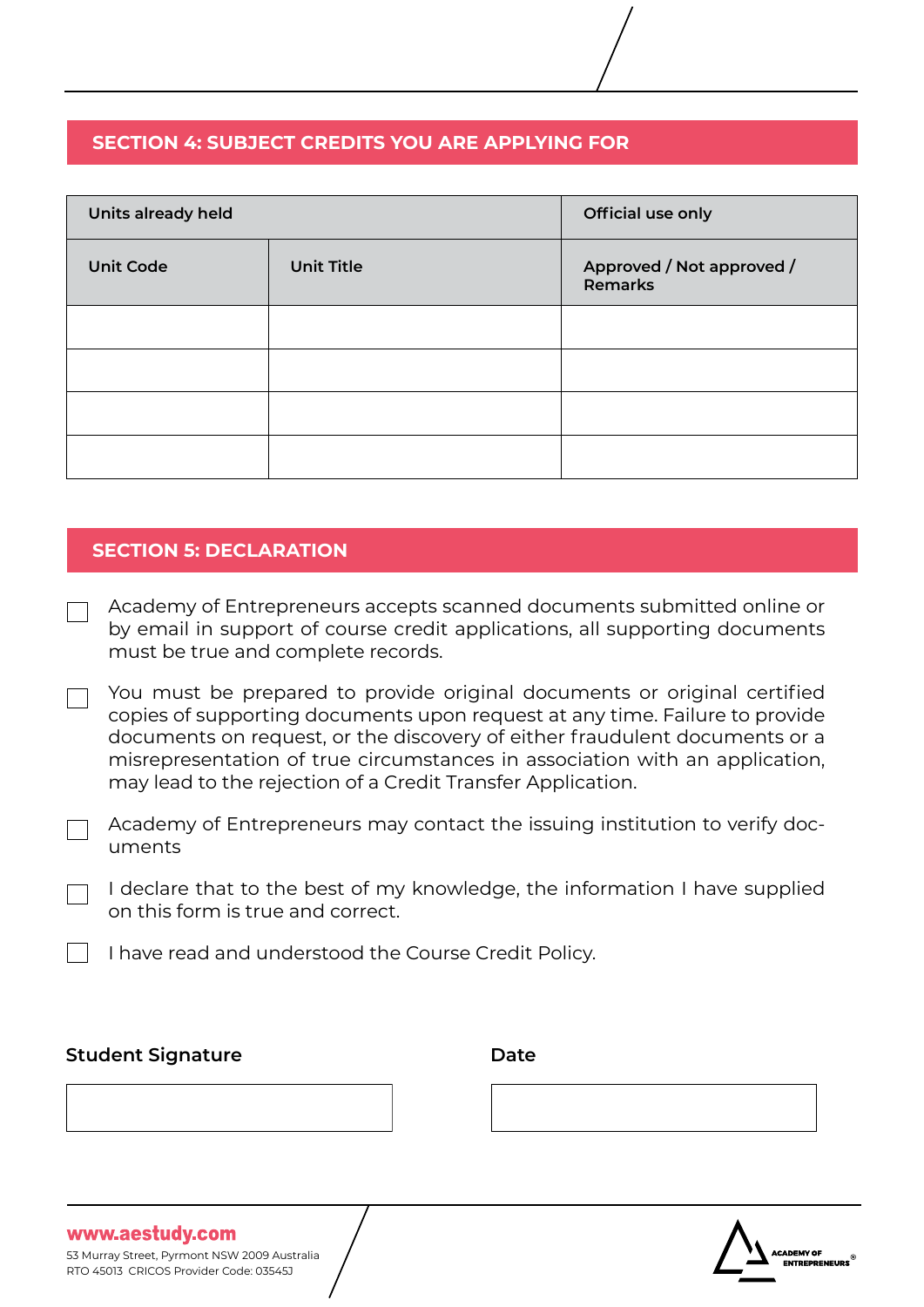## SECTION 4: SUBJECT CREDITS YOU ARE APPLYING FOR

| Units already held | | Official use only |
|---|---|---|
| **Unit Code** | **Unit Title** | **Approved / Not approved / Remarks** |
| | | |
| | | |
| | | |
| | | |

## SECTION 5: DECLARATION

- ☐ Academy of Entrepreneurs accepts scanned documents submitted online or by email in support of course credit applications, all supporting documents must be true and complete records.
- ☐ You must be prepared to provide original documents or original certified copies of supporting documents upon request at any time. Failure to provide documents on request, or the discovery of either fraudulent documents or a misrepresentation of true circumstances in association with an application, may lead to the rejection of a Credit Transfer Application.
- ☐ Academy of Entrepreneurs may contact the issuing institution to verify documents
- ☐ I declare that to the best of my knowledge, the information I have supplied on this form is true and correct.
- ☐ I have read and understood the Course Credit Policy.

**Student Signature** ______________________

**Date** ______________________

www.aestudy.com
53 Murray Street, Pyrmont NSW 2009 Australia
RTO 45013 CRICOS Provider Code: 03545J

ACADEMY OF ENTREPRENEURS®